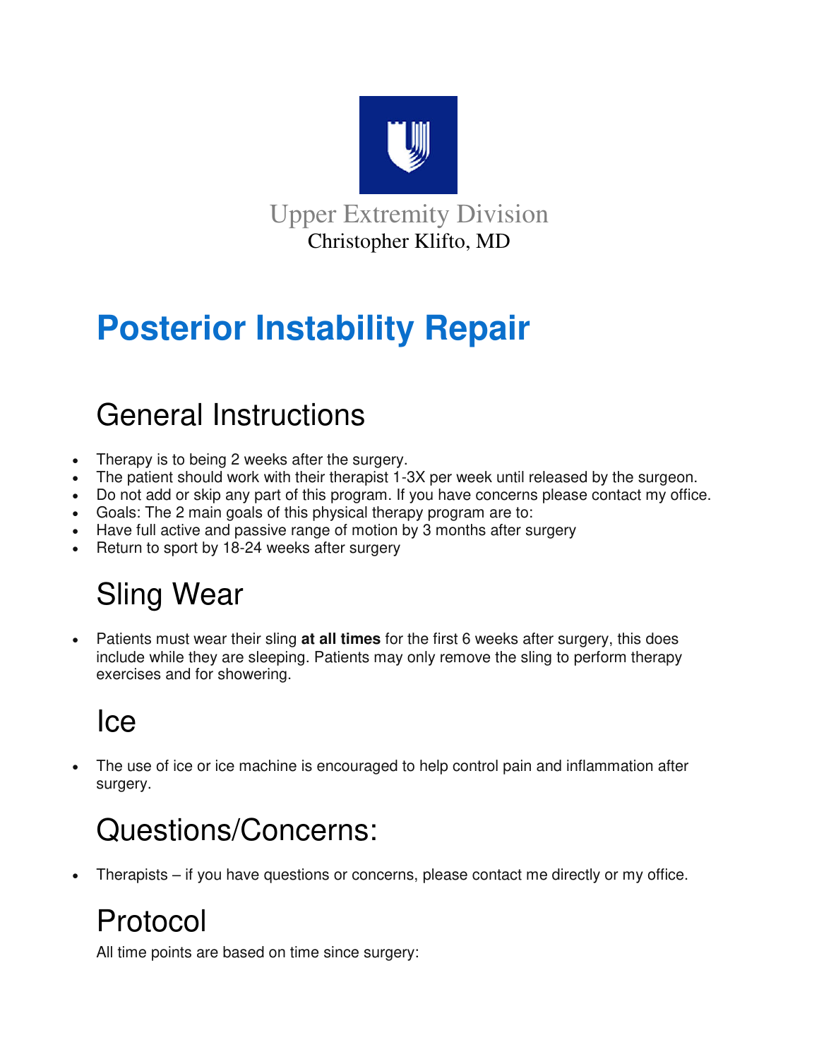Upper Extremity Division

Christopher Klifto, MD

# Posterior Instability Repair

## General Instructions

- Therapy is to being 2 weeks after the surgery.
- The patient should work with their therapist 1-3X per week until released by the surgeon.
- Do not add or skip any part of this program. If you have concerns please contact my office.
- Goals: The 2 main goals of this physical therapy program are to:
- Have full active and passive range of motion by 3 months after surgery
- Return to sport by 18-24 weeks after surgery

## Sling Wear

- Patients must wear their sling **at all times** for the first 6 weeks after surgery, this does include while they are sleeping. Patients may only remove the sling to perform therapy exercises and for showering.

## Ice

- The use of ice or ice machine is encouraged to help control pain and inflammation after surgery.

## Questions/Concerns:

- Therapists – if you have questions or concerns, please contact me directly or my office.

## Protocol

All time points are based on time since surgery: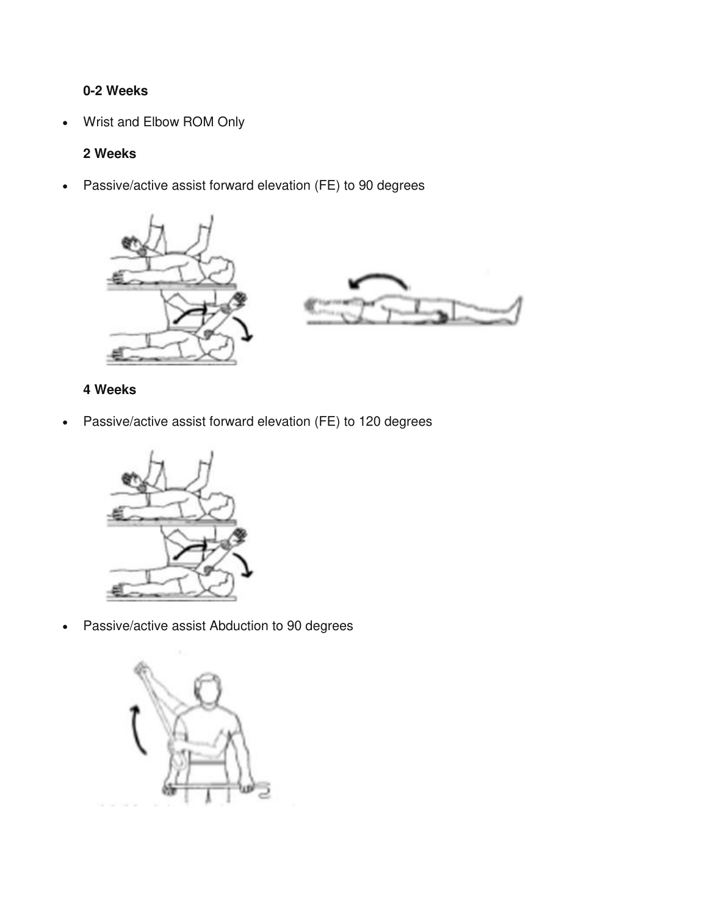**0-2 Weeks**

- Wrist and Elbow ROM Only

**2 Weeks**

- Passive/active assist forward elevation (FE) to 90 degrees

**4 Weeks**

- Passive/active assist forward elevation (FE) to 120 degrees
- Passive/active assist Abduction to 90 degrees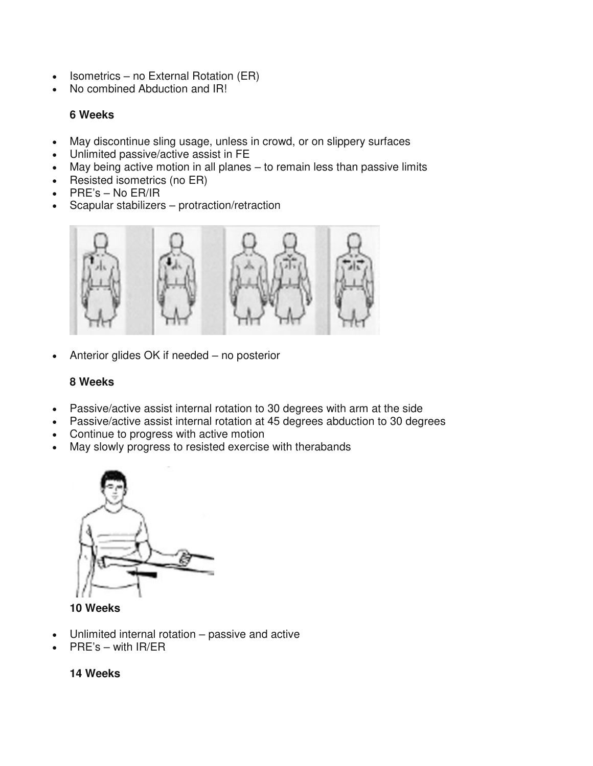- Isometrics – no External Rotation (ER)
- No combined Abduction and IR!

**6 Weeks**

- May discontinue sling usage, unless in crowd, or on slippery surfaces
- Unlimited passive/active assist in FE
- May being active motion in all planes – to remain less than passive limits
- Resisted isometrics (no ER)
- PRE's – No ER/IR
- Scapular stabilizers – protraction/retraction

- Anterior glides OK if needed – no posterior

**8 Weeks**

- Passive/active assist internal rotation to 30 degrees with arm at the side
- Passive/active assist internal rotation at 45 degrees abduction to 30 degrees
- Continue to progress with active motion
- May slowly progress to resisted exercise with therabands

**10 Weeks**

- Unlimited internal rotation – passive and active
- PRE's – with IR/ER

**14 Weeks**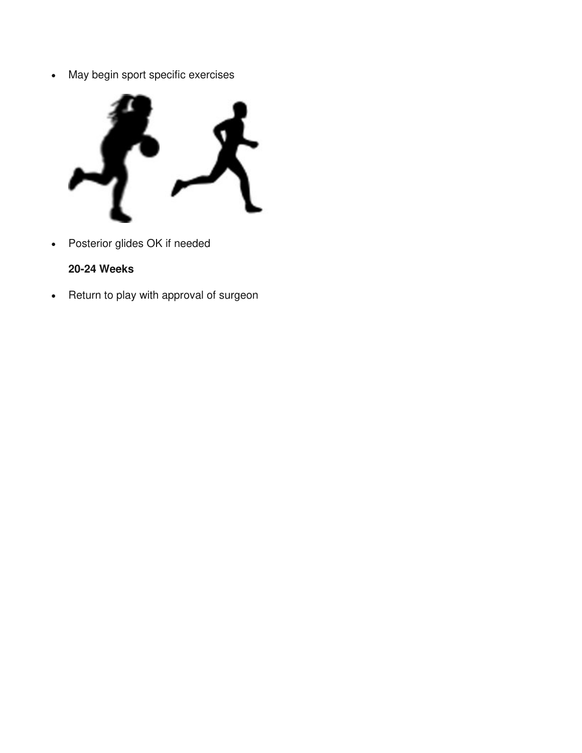- May begin sport specific exercises
- Posterior glides OK if needed

**20-24 Weeks**

- Return to play with approval of surgeon